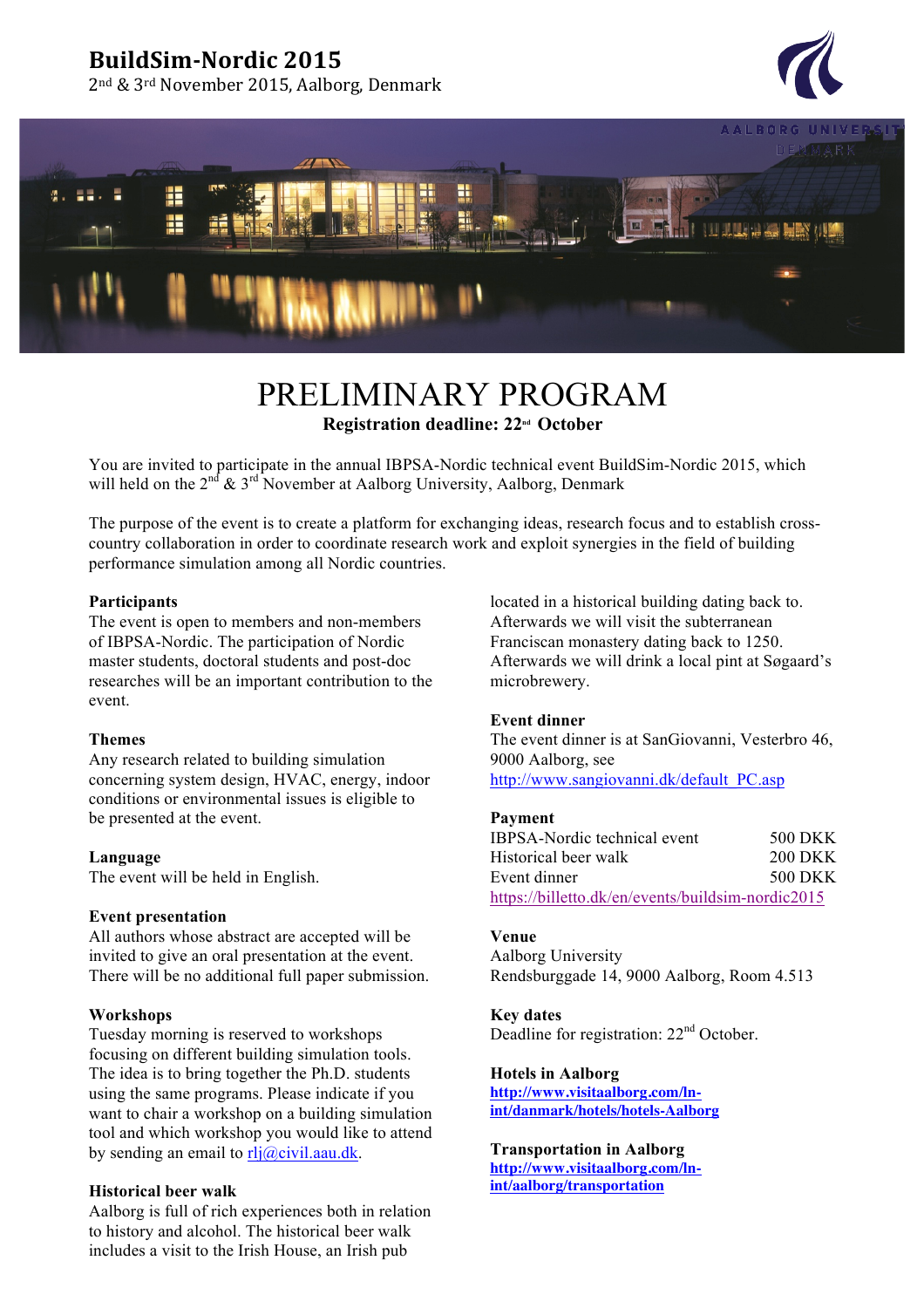# BuildSim-Nordic 2015

2nd & 3rd November 2015, Aalborg, Denmark

# PRELIMINARY PROGRAM

**Registration deadline: 22nd October**

You are invited to participate in the annual IBPSA-Nordic technical event BuildSim-Nordic 2015, which will held on the 2nd & 3rd November at Aalborg University, Aalborg, Denmark

The purpose of the event is to create a platform for exchanging ideas, research focus and to establish cross-country collaboration in order to coordinate research work and exploit synergies in the field of building performance simulation among all Nordic countries.

### Participants

The event is open to members and non-members of IBPSA-Nordic. The participation of Nordic master students, doctoral students and post-doc researches will be an important contribution to the event.

### Themes

Any research related to building simulation concerning system design, HVAC, energy, indoor conditions or environmental issues is eligible to be presented at the event.

### Language

The event will be held in English.

### Event presentation

All authors whose abstract are accepted will be invited to give an oral presentation at the event. There will be no additional full paper submission.

### Workshops

Tuesday morning is reserved to workshops focusing on different building simulation tools. The idea is to bring together the Ph.D. students using the same programs. Please indicate if you want to chair a workshop on a building simulation tool and which workshop you would like to attend by sending an email to rlj@civil.aau.dk.

### Historical beer walk

Aalborg is full of rich experiences both in relation to history and alcohol. The historical beer walk includes a visit to the Irish House, an Irish pub located in a historical building dating back to. Afterwards we will visit the subterranean Franciscan monastery dating back to 1250. Afterwards we will drink a local pint at Søgaard's microbrewery.

### Event dinner

The event dinner is at SanGiovanni, Vesterbro 46, 9000 Aalborg, see http://www.sangiovanni.dk/default_PC.asp

### Payment

| | |
|---|---|
| IBPSA-Nordic technical event | 500 DKK |
| Historical beer walk | 200 DKK |
| Event dinner | 500 DKK |

https://billetto.dk/en/events/buildsim-nordic2015

### Venue

Aalborg University
Rendsburggade 14, 9000 Aalborg, Room 4.513

### Key dates

Deadline for registration: 22nd October.

### Hotels in Aalborg

**http://www.visitaalborg.com/ln-int/danmark/hotels/hotels-Aalborg**

### Transportation in Aalborg

**http://www.visitaalborg.com/ln-int/aalborg/transportation**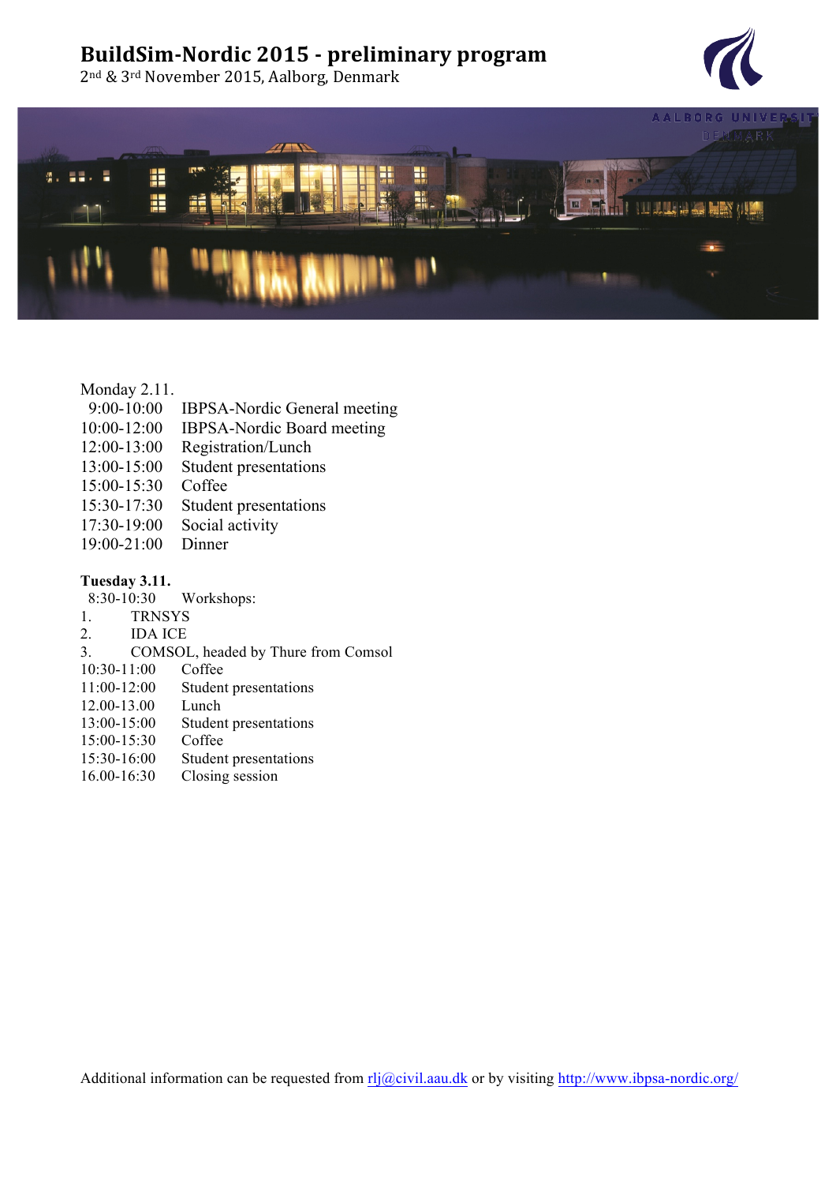# BuildSim-Nordic 2015 - preliminary program

2nd & 3rd November 2015, Aalborg, Denmark

Monday 2.11.

9:00-10:00 IBPSA-Nordic General meeting
10:00-12:00 IBPSA-Nordic Board meeting
12:00-13:00 Registration/Lunch
13:00-15:00 Student presentations
15:00-15:30 Coffee
15:30-17:30 Student presentations
17:30-19:00 Social activity
19:00-21:00 Dinner

**Tuesday 3.11.**

8:30-10:30 Workshops:

1. TRNSYS
2. IDA ICE
3. COMSOL, headed by Thure from Comsol

10:30-11:00 Coffee
11:00-12:00 Student presentations
12.00-13.00 Lunch
13:00-15:00 Student presentations
15:00-15:30 Coffee
15:30-16:00 Student presentations
16.00-16:30 Closing session

Additional information can be requested from rlj@civil.aau.dk or by visiting http://www.ibpsa-nordic.org/